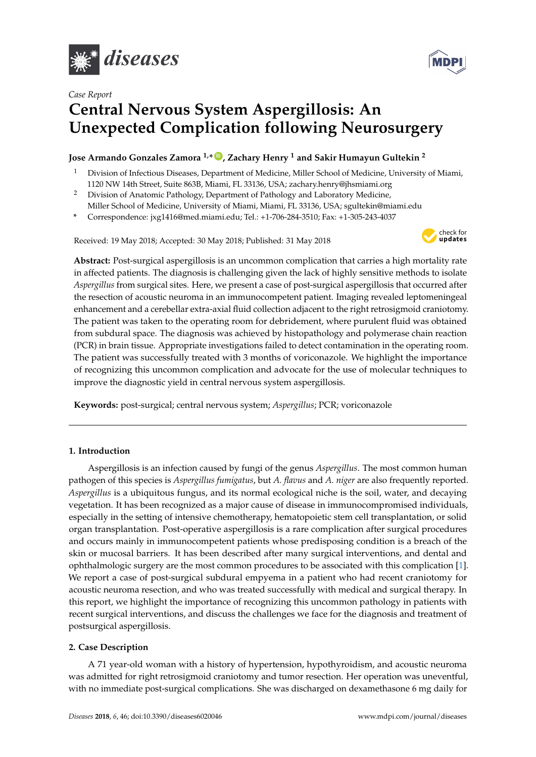*Case Report*

# Central Nervous System Aspergillosis: An Unexpected Complication following Neurosurgery

**Jose Armando Gonzales Zamora [1,*], Zachary Henry [1] and Sakir Humayun Gultekin [2]**

1. Division of Infectious Diseases, Department of Medicine, Miller School of Medicine, University of Miami, 1120 NW 14th Street, Suite 863B, Miami, FL 33136, USA; zachary.henry@jhsmiami.org
2. Division of Anatomic Pathology, Department of Pathology and Laboratory Medicine, Miller School of Medicine, University of Miami, Miami, FL 33136, USA; sgultekin@miami.edu

\* Correspondence: jxg1416@med.miami.edu; Tel.: +1-706-284-3510; Fax: +1-305-243-4037

Received: 19 May 2018; Accepted: 30 May 2018; Published: 31 May 2018

**Abstract:** Post-surgical aspergillosis is an uncommon complication that carries a high mortality rate in affected patients. The diagnosis is challenging given the lack of highly sensitive methods to isolate *Aspergillus* from surgical sites. Here, we present a case of post-surgical aspergillosis that occurred after the resection of acoustic neuroma in an immunocompetent patient. Imaging revealed leptomeningeal enhancement and a cerebellar extra-axial fluid collection adjacent to the right retrosigmoid craniotomy. The patient was taken to the operating room for debridement, where purulent fluid was obtained from subdural space. The diagnosis was achieved by histopathology and polymerase chain reaction (PCR) in brain tissue. Appropriate investigations failed to detect contamination in the operating room. The patient was successfully treated with 3 months of voriconazole. We highlight the importance of recognizing this uncommon complication and advocate for the use of molecular techniques to improve the diagnostic yield in central nervous system aspergillosis.

**Keywords:** post-surgical; central nervous system; *Aspergillus*; PCR; voriconazole

## 1. Introduction

Aspergillosis is an infection caused by fungi of the genus *Aspergillus*. The most common human pathogen of this species is *Aspergillus fumigatus*, but *A. flavus* and *A. niger* are also frequently reported. *Aspergillus* is a ubiquitous fungus, and its normal ecological niche is the soil, water, and decaying vegetation. It has been recognized as a major cause of disease in immunocompromised individuals, especially in the setting of intensive chemotherapy, hematopoietic stem cell transplantation, or solid organ transplantation. Post-operative aspergillosis is a rare complication after surgical procedures and occurs mainly in immunocompetent patients whose predisposing condition is a breach of the skin or mucosal barriers. It has been described after many surgical interventions, and dental and ophthalmologic surgery are the most common procedures to be associated with this complication [1]. We report a case of post-surgical subdural empyema in a patient who had recent craniotomy for acoustic neuroma resection, and who was treated successfully with medical and surgical therapy. In this report, we highlight the importance of recognizing this uncommon pathology in patients with recent surgical interventions, and discuss the challenges we face for the diagnosis and treatment of postsurgical aspergillosis.

## 2. Case Description

A 71 year-old woman with a history of hypertension, hypothyroidism, and acoustic neuroma was admitted for right retrosigmoid craniotomy and tumor resection. Her operation was uneventful, with no immediate post-surgical complications. She was discharged on dexamethasone 6 mg daily for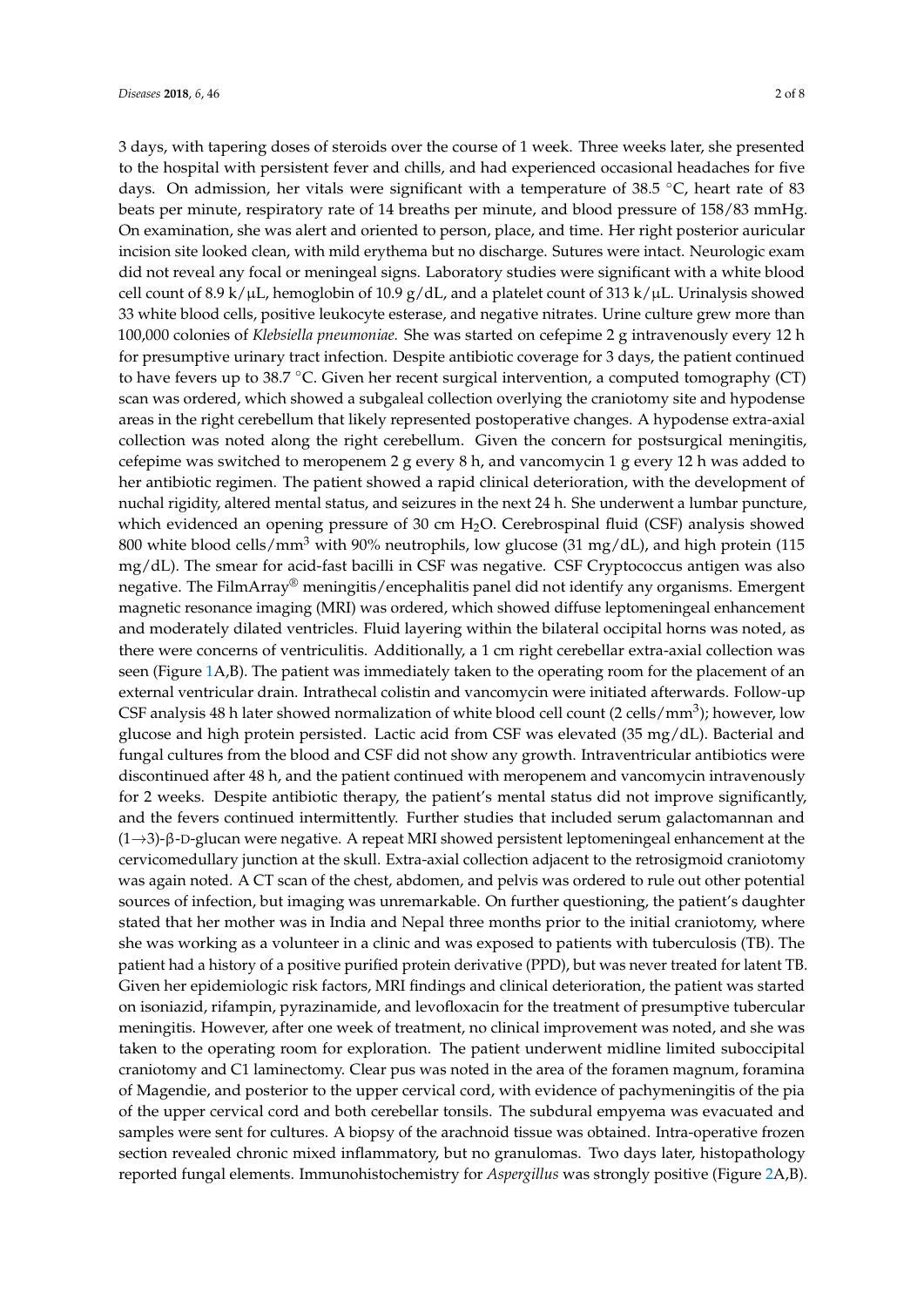3 days, with tapering doses of steroids over the course of 1 week. Three weeks later, she presented to the hospital with persistent fever and chills, and had experienced occasional headaches for five days. On admission, her vitals were significant with a temperature of 38.5 °C, heart rate of 83 beats per minute, respiratory rate of 14 breaths per minute, and blood pressure of 158/83 mmHg. On examination, she was alert and oriented to person, place, and time. Her right posterior auricular incision site looked clean, with mild erythema but no discharge. Sutures were intact. Neurologic exam did not reveal any focal or meningeal signs. Laboratory studies were significant with a white blood cell count of 8.9 k/μL, hemoglobin of 10.9 g/dL, and a platelet count of 313 k/μL. Urinalysis showed 33 white blood cells, positive leukocyte esterase, and negative nitrates. Urine culture grew more than 100,000 colonies of *Klebsiella pneumoniae.* She was started on cefepime 2 g intravenously every 12 h for presumptive urinary tract infection. Despite antibiotic coverage for 3 days, the patient continued to have fevers up to 38.7 °C. Given her recent surgical intervention, a computed tomography (CT) scan was ordered, which showed a subgaleal collection overlying the craniotomy site and hypodense areas in the right cerebellum that likely represented postoperative changes. A hypodense extra-axial collection was noted along the right cerebellum. Given the concern for postsurgical meningitis, cefepime was switched to meropenem 2 g every 8 h, and vancomycin 1 g every 12 h was added to her antibiotic regimen. The patient showed a rapid clinical deterioration, with the development of nuchal rigidity, altered mental status, and seizures in the next 24 h. She underwent a lumbar puncture, which evidenced an opening pressure of 30 cm $H_2O$. Cerebrospinal fluid (CSF) analysis showed 800 white blood cells/$mm^3$ with 90% neutrophils, low glucose (31 mg/dL), and high protein (115 mg/dL). The smear for acid-fast bacilli in CSF was negative. CSF Cryptococcus antigen was also negative. The FilmArray® meningitis/encephalitis panel did not identify any organisms. Emergent magnetic resonance imaging (MRI) was ordered, which showed diffuse leptomeningeal enhancement and moderately dilated ventricles. Fluid layering within the bilateral occipital horns was noted, as there were concerns of ventriculitis. Additionally, a 1 cm right cerebellar extra-axial collection was seen (Figure 1A,B). The patient was immediately taken to the operating room for the placement of an external ventricular drain. Intrathecal colistin and vancomycin were initiated afterwards. Follow-up CSF analysis 48 h later showed normalization of white blood cell count (2 cells/$mm^3$); however, low glucose and high protein persisted. Lactic acid from CSF was elevated (35 mg/dL). Bacterial and fungal cultures from the blood and CSF did not show any growth. Intraventricular antibiotics were discontinued after 48 h, and the patient continued with meropenem and vancomycin intravenously for 2 weeks. Despite antibiotic therapy, the patient's mental status did not improve significantly, and the fevers continued intermittently. Further studies that included serum galactomannan and $(1\rightarrow3)$-β-D-glucan were negative. A repeat MRI showed persistent leptomeningeal enhancement at the cervicomedullary junction at the skull. Extra-axial collection adjacent to the retrosigmoid craniotomy was again noted. A CT scan of the chest, abdomen, and pelvis was ordered to rule out other potential sources of infection, but imaging was unremarkable. On further questioning, the patient's daughter stated that her mother was in India and Nepal three months prior to the initial craniotomy, where she was working as a volunteer in a clinic and was exposed to patients with tuberculosis (TB). The patient had a history of a positive purified protein derivative (PPD), but was never treated for latent TB. Given her epidemiologic risk factors, MRI findings and clinical deterioration, the patient was started on isoniazid, rifampin, pyrazinamide, and levofloxacin for the treatment of presumptive tubercular meningitis. However, after one week of treatment, no clinical improvement was noted, and she was taken to the operating room for exploration. The patient underwent midline limited suboccipital craniotomy and C1 laminectomy. Clear pus was noted in the area of the foramen magnum, foramina of Magendie, and posterior to the upper cervical cord, with evidence of pachymeningitis of the pia of the upper cervical cord and both cerebellar tonsils. The subdural empyema was evacuated and samples were sent for cultures. A biopsy of the arachnoid tissue was obtained. Intra-operative frozen section revealed chronic mixed inflammatory, but no granulomas. Two days later, histopathology reported fungal elements. Immunohistochemistry for *Aspergillus* was strongly positive (Figure 2A,B).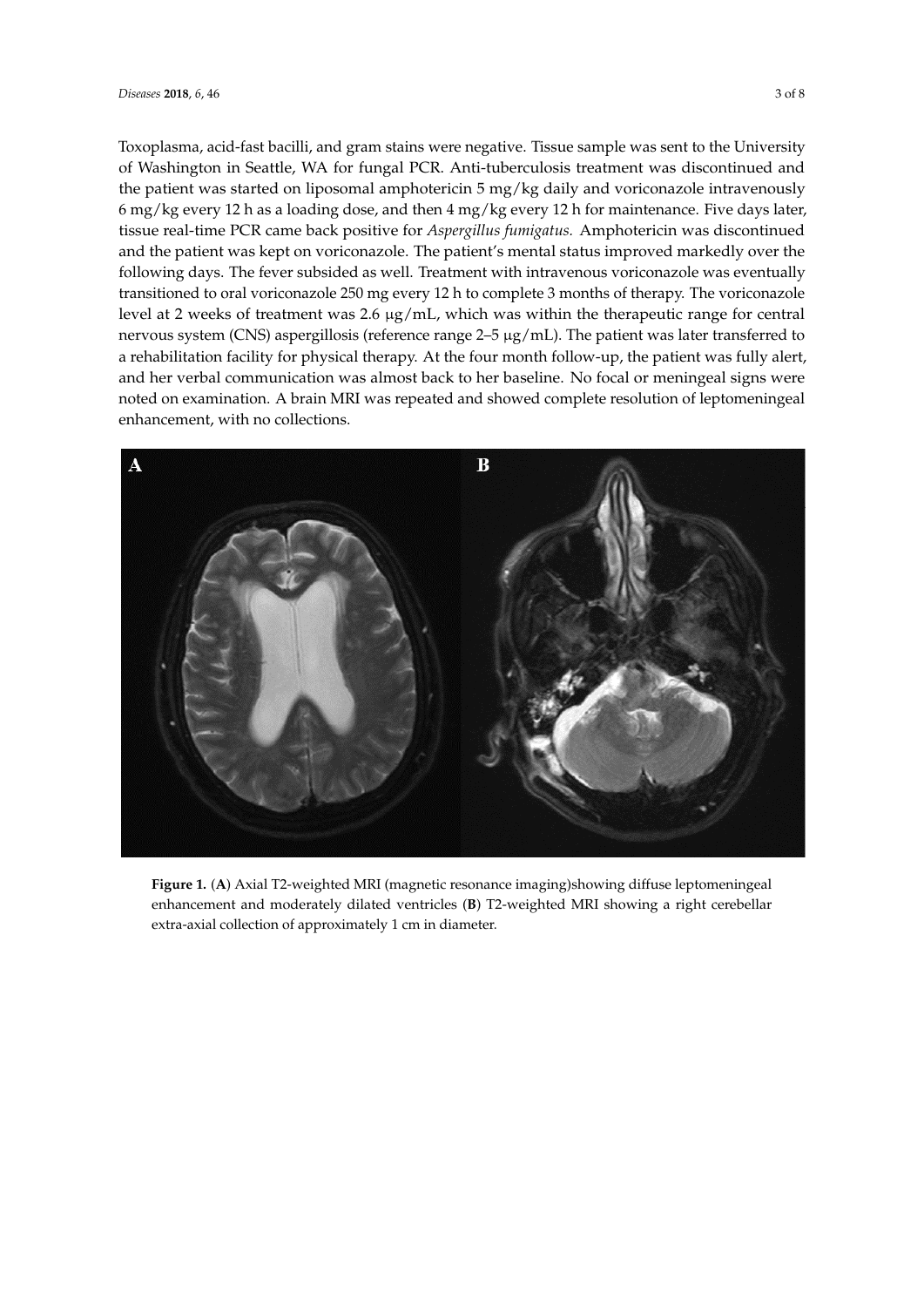Toxoplasma, acid-fast bacilli, and gram stains were negative. Tissue sample was sent to the University of Washington in Seattle, WA for fungal PCR. Anti-tuberculosis treatment was discontinued and the patient was started on liposomal amphotericin 5 mg/kg daily and voriconazole intravenously 6 mg/kg every 12 h as a loading dose, and then 4 mg/kg every 12 h for maintenance. Five days later, tissue real-time PCR came back positive for *Aspergillus fumigatus.* Amphotericin was discontinued and the patient was kept on voriconazole. The patient's mental status improved markedly over the following days. The fever subsided as well. Treatment with intravenous voriconazole was eventually transitioned to oral voriconazole 250 mg every 12 h to complete 3 months of therapy. The voriconazole level at 2 weeks of treatment was 2.6 μg/mL, which was within the therapeutic range for central nervous system (CNS) aspergillosis (reference range 2–5 μg/mL). The patient was later transferred to a rehabilitation facility for physical therapy. At the four month follow-up, the patient was fully alert, and her verbal communication was almost back to her baseline. No focal or meningeal signs were noted on examination. A brain MRI was repeated and showed complete resolution of leptomeningeal enhancement, with no collections.

**Figure 1.** (**A**) Axial T2-weighted MRI (magnetic resonance imaging)showing diffuse leptomeningeal enhancement and moderately dilated ventricles (**B**) T2-weighted MRI showing a right cerebellar extra-axial collection of approximately 1 cm in diameter.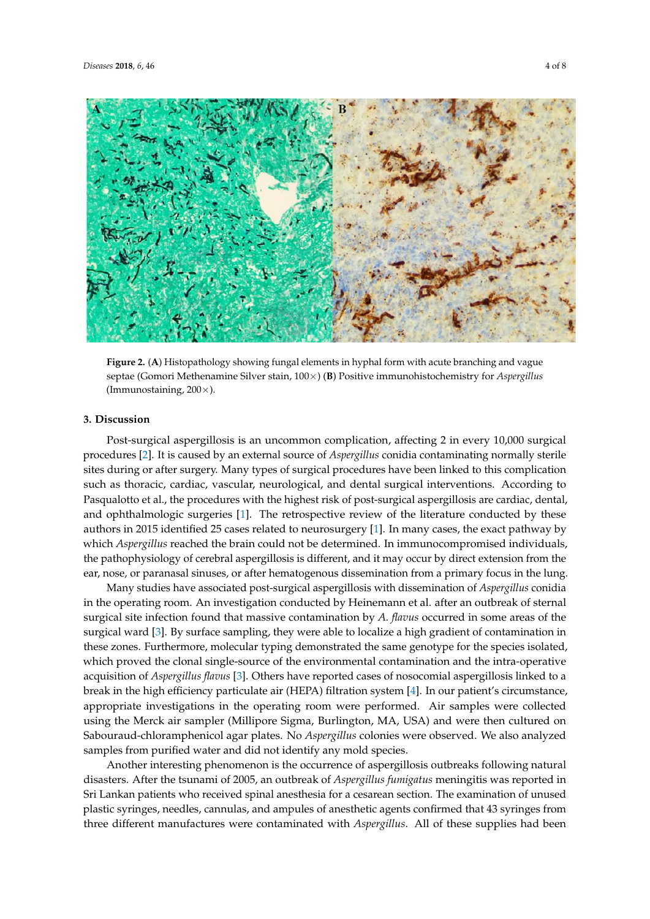**Figure 2.** (**A**) Histopathology showing fungal elements in hyphal form with acute branching and vague septae (Gomori Methenamine Silver stain, 100×) (**B**) Positive immunohistochemistry for *Aspergillus* (Immunostaining, 200×).

## 3. Discussion

Post-surgical aspergillosis is an uncommon complication, affecting 2 in every 10,000 surgical procedures [2]. It is caused by an external source of *Aspergillus* conidia contaminating normally sterile sites during or after surgery. Many types of surgical procedures have been linked to this complication such as thoracic, cardiac, vascular, neurological, and dental surgical interventions. According to Pasqualotto et al., the procedures with the highest risk of post-surgical aspergillosis are cardiac, dental, and ophthalmologic surgeries [1]. The retrospective review of the literature conducted by these authors in 2015 identified 25 cases related to neurosurgery [1]. In many cases, the exact pathway by which *Aspergillus* reached the brain could not be determined. In immunocompromised individuals, the pathophysiology of cerebral aspergillosis is different, and it may occur by direct extension from the ear, nose, or paranasal sinuses, or after hematogenous dissemination from a primary focus in the lung.

Many studies have associated post-surgical aspergillosis with dissemination of *Aspergillus* conidia in the operating room. An investigation conducted by Heinemann et al. after an outbreak of sternal surgical site infection found that massive contamination by *A. flavus* occurred in some areas of the surgical ward [3]. By surface sampling, they were able to localize a high gradient of contamination in these zones. Furthermore, molecular typing demonstrated the same genotype for the species isolated, which proved the clonal single-source of the environmental contamination and the intra-operative acquisition of *Aspergillus flavus* [3]. Others have reported cases of nosocomial aspergillosis linked to a break in the high efficiency particulate air (HEPA) filtration system [4]. In our patient's circumstance, appropriate investigations in the operating room were performed. Air samples were collected using the Merck air sampler (Millipore Sigma, Burlington, MA, USA) and were then cultured on Sabouraud-chloramphenicol agar plates. No *Aspergillus* colonies were observed. We also analyzed samples from purified water and did not identify any mold species.

Another interesting phenomenon is the occurrence of aspergillosis outbreaks following natural disasters. After the tsunami of 2005, an outbreak of *Aspergillus fumigatus* meningitis was reported in Sri Lankan patients who received spinal anesthesia for a cesarean section. The examination of unused plastic syringes, needles, cannulas, and ampules of anesthetic agents confirmed that 43 syringes from three different manufactures were contaminated with *Aspergillus*. All of these supplies had been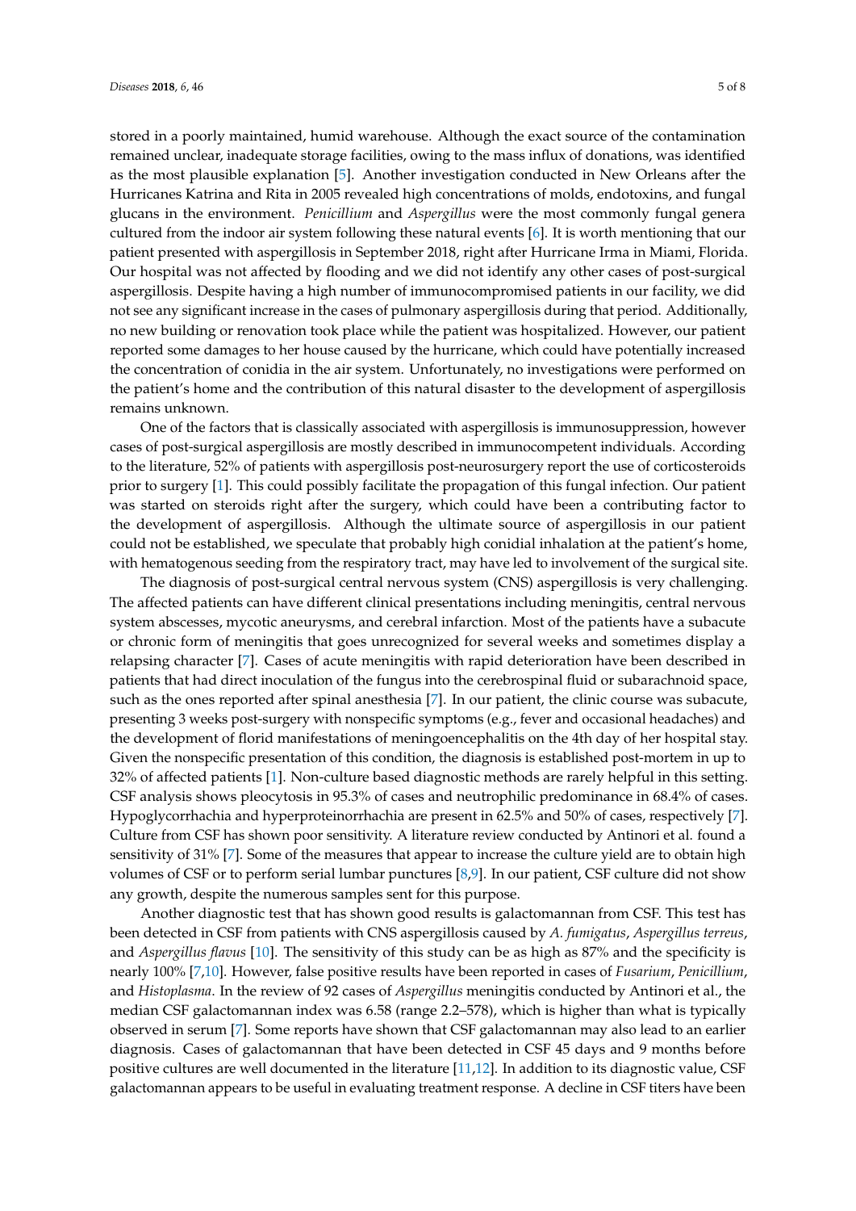stored in a poorly maintained, humid warehouse. Although the exact source of the contamination remained unclear, inadequate storage facilities, owing to the mass influx of donations, was identified as the most plausible explanation [5]. Another investigation conducted in New Orleans after the Hurricanes Katrina and Rita in 2005 revealed high concentrations of molds, endotoxins, and fungal glucans in the environment. *Penicillium* and *Aspergillus* were the most commonly fungal genera cultured from the indoor air system following these natural events [6]. It is worth mentioning that our patient presented with aspergillosis in September 2018, right after Hurricane Irma in Miami, Florida. Our hospital was not affected by flooding and we did not identify any other cases of post-surgical aspergillosis. Despite having a high number of immunocompromised patients in our facility, we did not see any significant increase in the cases of pulmonary aspergillosis during that period. Additionally, no new building or renovation took place while the patient was hospitalized. However, our patient reported some damages to her house caused by the hurricane, which could have potentially increased the concentration of conidia in the air system. Unfortunately, no investigations were performed on the patient's home and the contribution of this natural disaster to the development of aspergillosis remains unknown.

One of the factors that is classically associated with aspergillosis is immunosuppression, however cases of post-surgical aspergillosis are mostly described in immunocompetent individuals. According to the literature, 52% of patients with aspergillosis post-neurosurgery report the use of corticosteroids prior to surgery [1]. This could possibly facilitate the propagation of this fungal infection. Our patient was started on steroids right after the surgery, which could have been a contributing factor to the development of aspergillosis. Although the ultimate source of aspergillosis in our patient could not be established, we speculate that probably high conidial inhalation at the patient's home, with hematogenous seeding from the respiratory tract, may have led to involvement of the surgical site.

The diagnosis of post-surgical central nervous system (CNS) aspergillosis is very challenging. The affected patients can have different clinical presentations including meningitis, central nervous system abscesses, mycotic aneurysms, and cerebral infarction. Most of the patients have a subacute or chronic form of meningitis that goes unrecognized for several weeks and sometimes display a relapsing character [7]. Cases of acute meningitis with rapid deterioration have been described in patients that had direct inoculation of the fungus into the cerebrospinal fluid or subarachnoid space, such as the ones reported after spinal anesthesia [7]. In our patient, the clinic course was subacute, presenting 3 weeks post-surgery with nonspecific symptoms (e.g., fever and occasional headaches) and the development of florid manifestations of meningoencephalitis on the 4th day of her hospital stay. Given the nonspecific presentation of this condition, the diagnosis is established post-mortem in up to 32% of affected patients [1]. Non-culture based diagnostic methods are rarely helpful in this setting. CSF analysis shows pleocytosis in 95.3% of cases and neutrophilic predominance in 68.4% of cases. Hypoglycorrhachia and hyperproteinorrhachia are present in 62.5% and 50% of cases, respectively [7]. Culture from CSF has shown poor sensitivity. A literature review conducted by Antinori et al. found a sensitivity of 31% [7]. Some of the measures that appear to increase the culture yield are to obtain high volumes of CSF or to perform serial lumbar punctures [8,9]. In our patient, CSF culture did not show any growth, despite the numerous samples sent for this purpose.

Another diagnostic test that has shown good results is galactomannan from CSF. This test has been detected in CSF from patients with CNS aspergillosis caused by *A. fumigatus*, *Aspergillus terreus*, and *Aspergillus flavus* [10]. The sensitivity of this study can be as high as 87% and the specificity is nearly 100% [7,10]. However, false positive results have been reported in cases of *Fusarium*, *Penicillium*, and *Histoplasma*. In the review of 92 cases of *Aspergillus* meningitis conducted by Antinori et al., the median CSF galactomannan index was 6.58 (range 2.2–578), which is higher than what is typically observed in serum [7]. Some reports have shown that CSF galactomannan may also lead to an earlier diagnosis. Cases of galactomannan that have been detected in CSF 45 days and 9 months before positive cultures are well documented in the literature [11,12]. In addition to its diagnostic value, CSF galactomannan appears to be useful in evaluating treatment response. A decline in CSF titers have been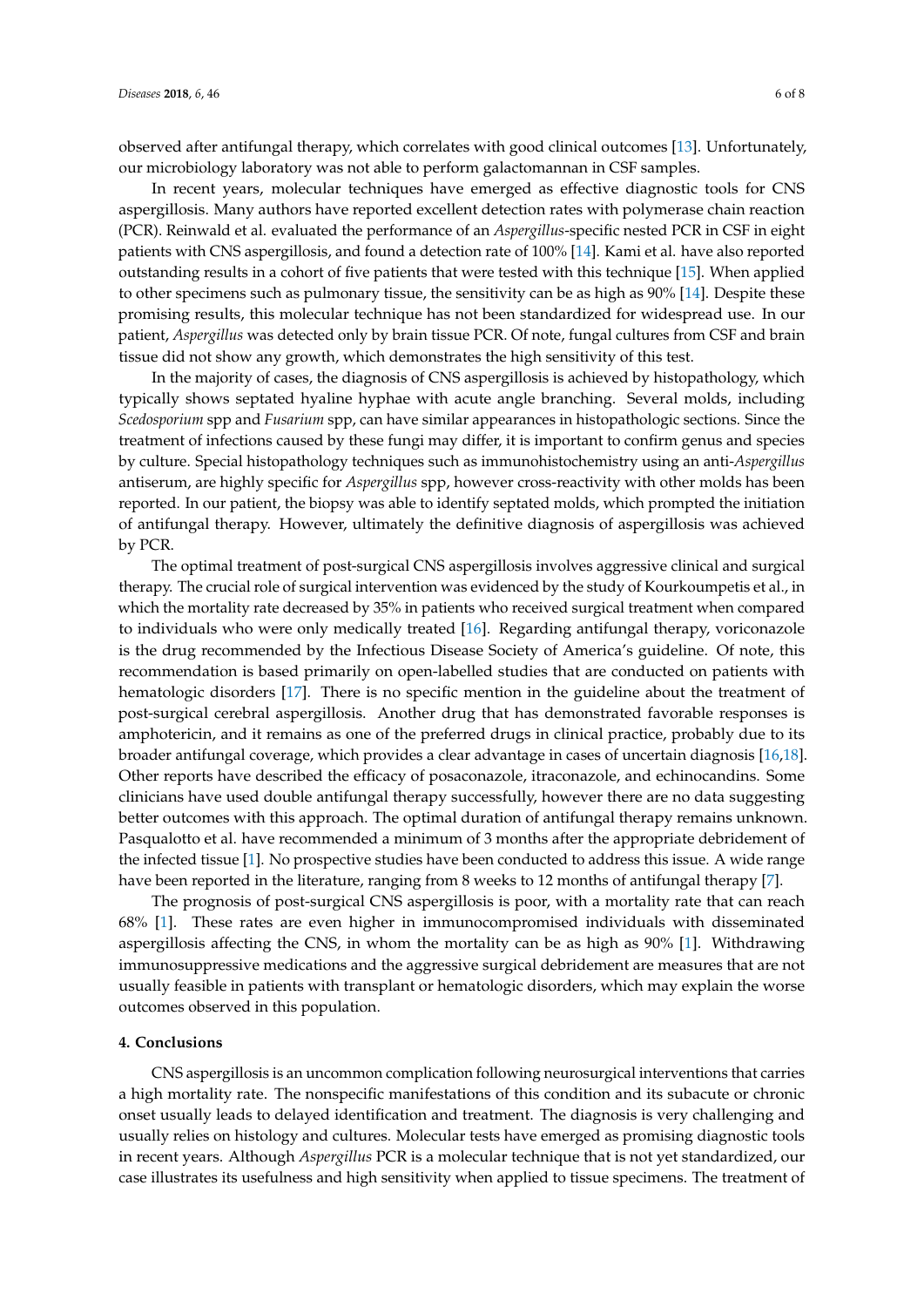observed after antifungal therapy, which correlates with good clinical outcomes [13]. Unfortunately, our microbiology laboratory was not able to perform galactomannan in CSF samples.

In recent years, molecular techniques have emerged as effective diagnostic tools for CNS aspergillosis. Many authors have reported excellent detection rates with polymerase chain reaction (PCR). Reinwald et al. evaluated the performance of an *Aspergillus*-specific nested PCR in CSF in eight patients with CNS aspergillosis, and found a detection rate of 100% [14]. Kami et al. have also reported outstanding results in a cohort of five patients that were tested with this technique [15]. When applied to other specimens such as pulmonary tissue, the sensitivity can be as high as 90% [14]. Despite these promising results, this molecular technique has not been standardized for widespread use. In our patient, *Aspergillus* was detected only by brain tissue PCR. Of note, fungal cultures from CSF and brain tissue did not show any growth, which demonstrates the high sensitivity of this test.

In the majority of cases, the diagnosis of CNS aspergillosis is achieved by histopathology, which typically shows septated hyaline hyphae with acute angle branching. Several molds, including *Scedosporium* spp and *Fusarium* spp, can have similar appearances in histopathologic sections. Since the treatment of infections caused by these fungi may differ, it is important to confirm genus and species by culture. Special histopathology techniques such as immunohistochemistry using an anti-*Aspergillus* antiserum, are highly specific for *Aspergillus* spp, however cross-reactivity with other molds has been reported. In our patient, the biopsy was able to identify septated molds, which prompted the initiation of antifungal therapy. However, ultimately the definitive diagnosis of aspergillosis was achieved by PCR.

The optimal treatment of post-surgical CNS aspergillosis involves aggressive clinical and surgical therapy. The crucial role of surgical intervention was evidenced by the study of Kourkoumpetis et al., in which the mortality rate decreased by 35% in patients who received surgical treatment when compared to individuals who were only medically treated [16]. Regarding antifungal therapy, voriconazole is the drug recommended by the Infectious Disease Society of America's guideline. Of note, this recommendation is based primarily on open-labelled studies that are conducted on patients with hematologic disorders [17]. There is no specific mention in the guideline about the treatment of post-surgical cerebral aspergillosis. Another drug that has demonstrated favorable responses is amphotericin, and it remains as one of the preferred drugs in clinical practice, probably due to its broader antifungal coverage, which provides a clear advantage in cases of uncertain diagnosis [16,18]. Other reports have described the efficacy of posaconazole, itraconazole, and echinocandins. Some clinicians have used double antifungal therapy successfully, however there are no data suggesting better outcomes with this approach. The optimal duration of antifungal therapy remains unknown. Pasqualotto et al. have recommended a minimum of 3 months after the appropriate debridement of the infected tissue [1]. No prospective studies have been conducted to address this issue. A wide range have been reported in the literature, ranging from 8 weeks to 12 months of antifungal therapy [7].

The prognosis of post-surgical CNS aspergillosis is poor, with a mortality rate that can reach 68% [1]. These rates are even higher in immunocompromised individuals with disseminated aspergillosis affecting the CNS, in whom the mortality can be as high as 90% [1]. Withdrawing immunosuppressive medications and the aggressive surgical debridement are measures that are not usually feasible in patients with transplant or hematologic disorders, which may explain the worse outcomes observed in this population.

## 4. Conclusions

CNS aspergillosis is an uncommon complication following neurosurgical interventions that carries a high mortality rate. The nonspecific manifestations of this condition and its subacute or chronic onset usually leads to delayed identification and treatment. The diagnosis is very challenging and usually relies on histology and cultures. Molecular tests have emerged as promising diagnostic tools in recent years. Although *Aspergillus* PCR is a molecular technique that is not yet standardized, our case illustrates its usefulness and high sensitivity when applied to tissue specimens. The treatment of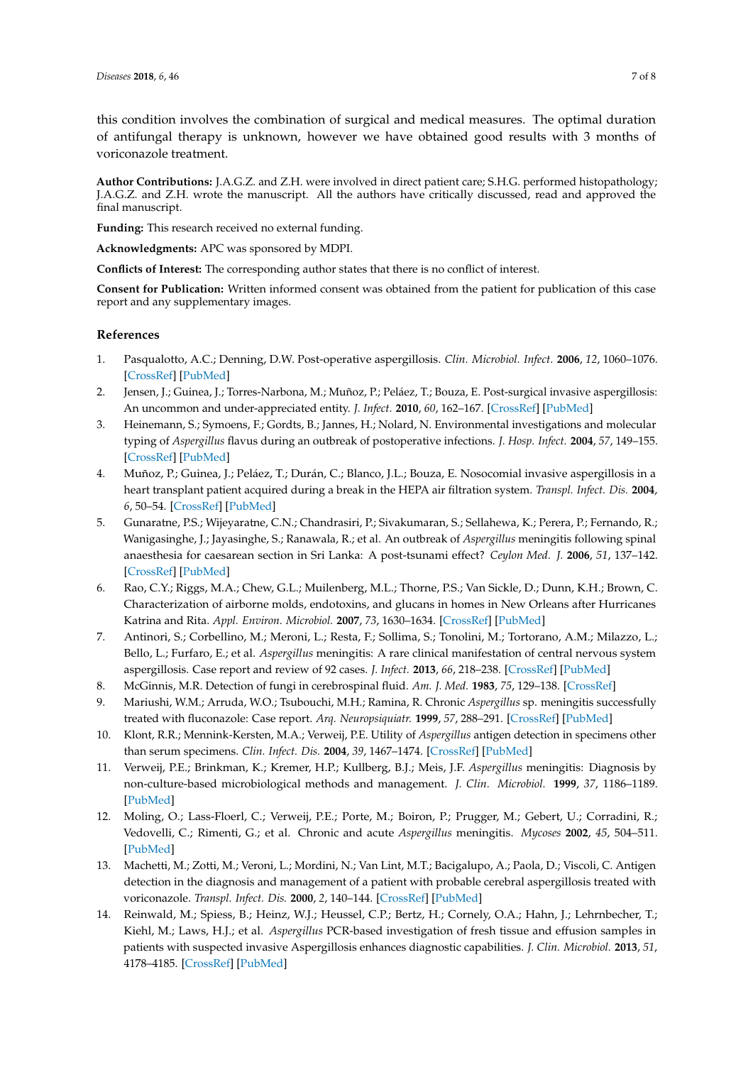this condition involves the combination of surgical and medical measures. The optimal duration of antifungal therapy is unknown, however we have obtained good results with 3 months of voriconazole treatment.

**Author Contributions:** J.A.G.Z. and Z.H. were involved in direct patient care; S.H.G. performed histopathology; J.A.G.Z. and Z.H. wrote the manuscript. All the authors have critically discussed, read and approved the final manuscript.

**Funding:** This research received no external funding.

**Acknowledgments:** APC was sponsored by MDPI.

**Conflicts of Interest:** The corresponding author states that there is no conflict of interest.

**Consent for Publication:** Written informed consent was obtained from the patient for publication of this case report and any supplementary images.

## References

1. Pasqualotto, A.C.; Denning, D.W. Post-operative aspergillosis. *Clin. Microbiol. Infect.* **2006**, *12*, 1060–1076. [CrossRef] [PubMed]
2. Jensen, J.; Guinea, J.; Torres-Narbona, M.; Muñoz, P.; Peláez, T.; Bouza, E. Post-surgical invasive aspergillosis: An uncommon and under-appreciated entity. *J. Infect.* **2010**, *60*, 162–167. [CrossRef] [PubMed]
3. Heinemann, S.; Symoens, F.; Gordts, B.; Jannes, H.; Nolard, N. Environmental investigations and molecular typing of *Aspergillus* flavus during an outbreak of postoperative infections. *J. Hosp. Infect.* **2004**, *57*, 149–155. [CrossRef] [PubMed]
4. Muñoz, P.; Guinea, J.; Peláez, T.; Durán, C.; Blanco, J.L.; Bouza, E. Nosocomial invasive aspergillosis in a heart transplant patient acquired during a break in the HEPA air filtration system. *Transpl. Infect. Dis.* **2004**, *6*, 50–54. [CrossRef] [PubMed]
5. Gunaratne, P.S.; Wijeyaratne, C.N.; Chandrasiri, P.; Sivakumaran, S.; Sellahewa, K.; Perera, P.; Fernando, R.; Wanigasinghe, J.; Jayasinghe, S.; Ranawala, R.; et al. An outbreak of *Aspergillus* meningitis following spinal anaesthesia for caesarean section in Sri Lanka: A post-tsunami effect? *Ceylon Med. J.* **2006**, *51*, 137–142. [CrossRef] [PubMed]
6. Rao, C.Y.; Riggs, M.A.; Chew, G.L.; Muilenberg, M.L.; Thorne, P.S.; Van Sickle, D.; Dunn, K.H.; Brown, C. Characterization of airborne molds, endotoxins, and glucans in homes in New Orleans after Hurricanes Katrina and Rita. *Appl. Environ. Microbiol.* **2007**, *73*, 1630–1634. [CrossRef] [PubMed]
7. Antinori, S.; Corbellino, M.; Meroni, L.; Resta, F.; Sollima, S.; Tonolini, M.; Tortorano, A.M.; Milazzo, L.; Bello, L.; Furfaro, E.; et al. *Aspergillus* meningitis: A rare clinical manifestation of central nervous system aspergillosis. Case report and review of 92 cases. *J. Infect.* **2013**, *66*, 218–238. [CrossRef] [PubMed]
8. McGinnis, M.R. Detection of fungi in cerebrospinal fluid. *Am. J. Med.* **1983**, *75*, 129–138. [CrossRef]
9. Mariushi, W.M.; Arruda, W.O.; Tsubouchi, M.H.; Ramina, R. Chronic *Aspergillus* sp. meningitis successfully treated with fluconazole: Case report. *Arq. Neuropsiquiatr.* **1999**, *57*, 288–291. [CrossRef] [PubMed]
10. Klont, R.R.; Mennink-Kersten, M.A.; Verweij, P.E. Utility of *Aspergillus* antigen detection in specimens other than serum specimens. *Clin. Infect. Dis.* **2004**, *39*, 1467–1474. [CrossRef] [PubMed]
11. Verweij, P.E.; Brinkman, K.; Kremer, H.P.; Kullberg, B.J.; Meis, J.F. *Aspergillus* meningitis: Diagnosis by non-culture-based microbiological methods and management. *J. Clin. Microbiol.* **1999**, *37*, 1186–1189. [PubMed]
12. Moling, O.; Lass-Floerl, C.; Verweij, P.E.; Porte, M.; Boiron, P.; Prugger, M.; Gebert, U.; Corradini, R.; Vedovelli, C.; Rimenti, G.; et al. Chronic and acute *Aspergillus* meningitis. *Mycoses* **2002**, *45*, 504–511. [PubMed]
13. Machetti, M.; Zotti, M.; Veroni, L.; Mordini, N.; Van Lint, M.T.; Bacigalupo, A.; Paola, D.; Viscoli, C. Antigen detection in the diagnosis and management of a patient with probable cerebral aspergillosis treated with voriconazole. *Transpl. Infect. Dis.* **2000**, *2*, 140–144. [CrossRef] [PubMed]
14. Reinwald, M.; Spiess, B.; Heinz, W.J.; Heussel, C.P.; Bertz, H.; Cornely, O.A.; Hahn, J.; Lehrnbecher, T.; Kiehl, M.; Laws, H.J.; et al. *Aspergillus* PCR-based investigation of fresh tissue and effusion samples in patients with suspected invasive Aspergillosis enhances diagnostic capabilities. *J. Clin. Microbiol.* **2013**, *51*, 4178–4185. [CrossRef] [PubMed]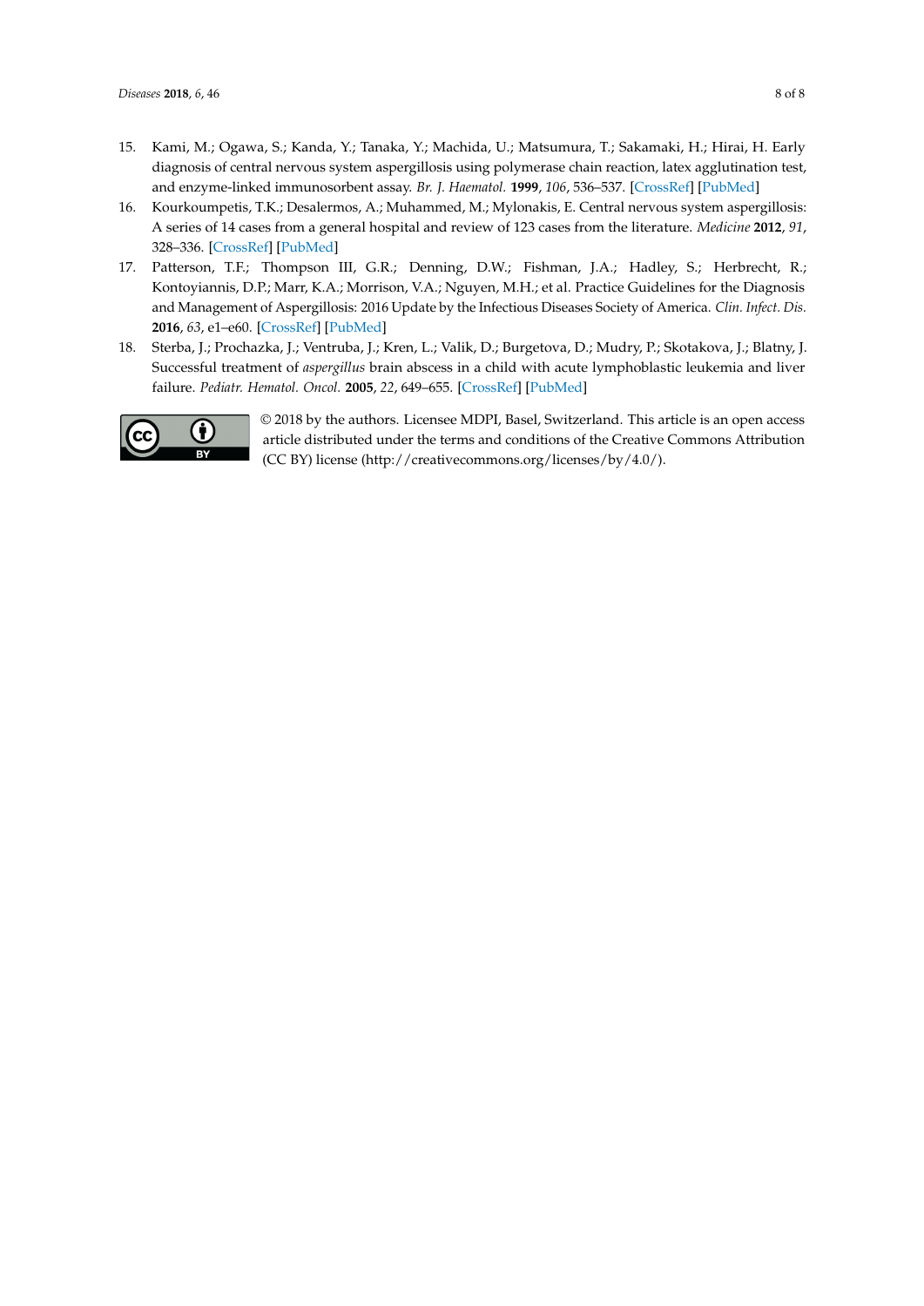15. Kami, M.; Ogawa, S.; Kanda, Y.; Tanaka, Y.; Machida, U.; Matsumura, T.; Sakamaki, H.; Hirai, H. Early diagnosis of central nervous system aspergillosis using polymerase chain reaction, latex agglutination test, and enzyme-linked immunosorbent assay. *Br. J. Haematol.* **1999**, *106*, 536–537. [CrossRef] [PubMed]
16. Kourkoumpetis, T.K.; Desalermos, A.; Muhammed, M.; Mylonakis, E. Central nervous system aspergillosis: A series of 14 cases from a general hospital and review of 123 cases from the literature. *Medicine* **2012**, *91*, 328–336. [CrossRef] [PubMed]
17. Patterson, T.F.; Thompson III, G.R.; Denning, D.W.; Fishman, J.A.; Hadley, S.; Herbrecht, R.; Kontoyiannis, D.P.; Marr, K.A.; Morrison, V.A.; Nguyen, M.H.; et al. Practice Guidelines for the Diagnosis and Management of Aspergillosis: 2016 Update by the Infectious Diseases Society of America. *Clin. Infect. Dis.* **2016**, *63*, e1–e60. [CrossRef] [PubMed]
18. Sterba, J.; Prochazka, J.; Ventruba, J.; Kren, L.; Valik, D.; Burgetova, D.; Mudry, P.; Skotakova, J.; Blatny, J. Successful treatment of *aspergillus* brain abscess in a child with acute lymphoblastic leukemia and liver failure. *Pediatr. Hematol. Oncol.* **2005**, *22*, 649–655. [CrossRef] [PubMed]

© 2018 by the authors. Licensee MDPI, Basel, Switzerland. This article is an open access article distributed under the terms and conditions of the Creative Commons Attribution (CC BY) license (http://creativecommons.org/licenses/by/4.0/).